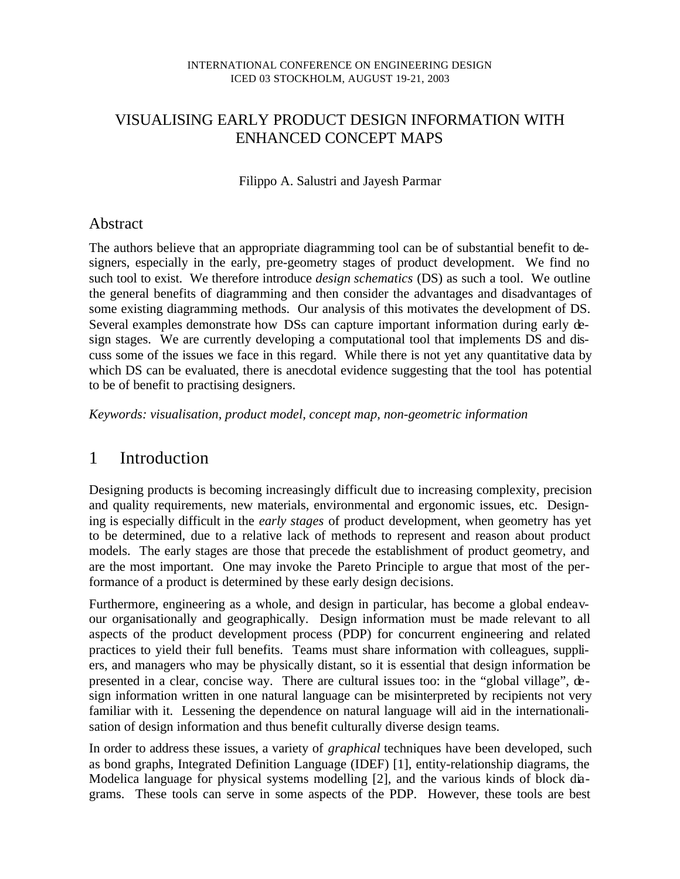INTERNATIONAL CONFERENCE ON ENGINEERING DESIGN
ICED 03 STOCKHOLM, AUGUST 19-21, 2003

# VISUALISING EARLY PRODUCT DESIGN INFORMATION WITH ENHANCED CONCEPT MAPS

Filippo A. Salustri and Jayesh Parmar

## Abstract

The authors believe that an appropriate diagramming tool can be of substantial benefit to designers, especially in the early, pre-geometry stages of product development. We find no such tool to exist. We therefore introduce *design schematics* (DS) as such a tool. We outline the general benefits of diagramming and then consider the advantages and disadvantages of some existing diagramming methods. Our analysis of this motivates the development of DS. Several examples demonstrate how DSs can capture important information during early design stages. We are currently developing a computational tool that implements DS and discuss some of the issues we face in this regard. While there is not yet any quantitative data by which DS can be evaluated, there is anecdotal evidence suggesting that the tool has potential to be of benefit to practising designers.

*Keywords: visualisation, product model, concept map, non-geometric information*

## 1 Introduction

Designing products is becoming increasingly difficult due to increasing complexity, precision and quality requirements, new materials, environmental and ergonomic issues, etc. Designing is especially difficult in the *early stages* of product development, when geometry has yet to be determined, due to a relative lack of methods to represent and reason about product models. The early stages are those that precede the establishment of product geometry, and are the most important. One may invoke the Pareto Principle to argue that most of the performance of a product is determined by these early design decisions.

Furthermore, engineering as a whole, and design in particular, has become a global endeavour organisationally and geographically. Design information must be made relevant to all aspects of the product development process (PDP) for concurrent engineering and related practices to yield their full benefits. Teams must share information with colleagues, suppliers, and managers who may be physically distant, so it is essential that design information be presented in a clear, concise way. There are cultural issues too: in the “global village”, design information written in one natural language can be misinterpreted by recipients not very familiar with it. Lessening the dependence on natural language will aid in the internationalisation of design information and thus benefit culturally diverse design teams.

In order to address these issues, a variety of *graphical* techniques have been developed, such as bond graphs, Integrated Definition Language (IDEF) [1], entity-relationship diagrams, the Modelica language for physical systems modelling [2], and the various kinds of block diagrams. These tools can serve in some aspects of the PDP. However, these tools are best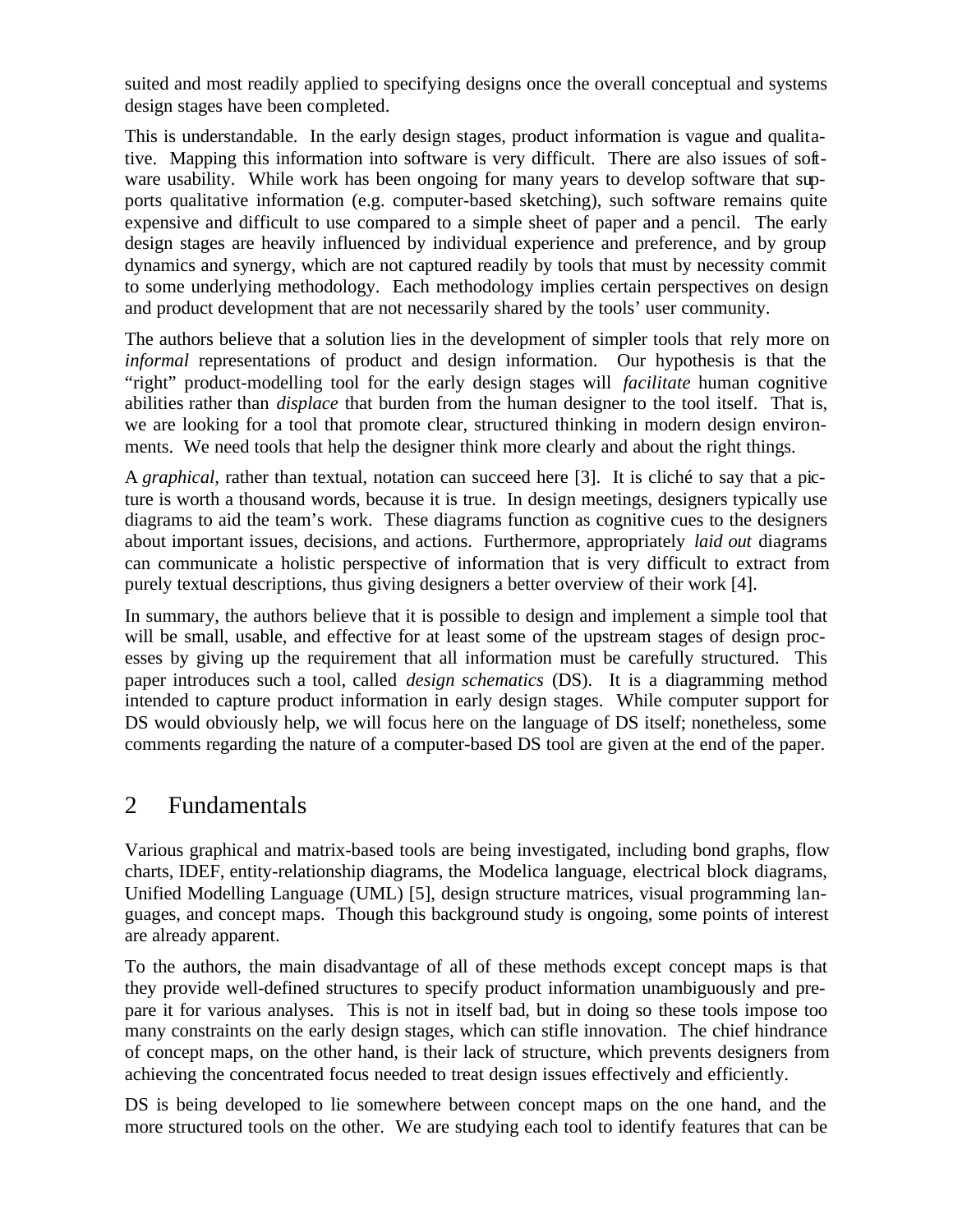suited and most readily applied to specifying designs once the overall conceptual and systems design stages have been completed.

This is understandable. In the early design stages, product information is vague and qualitative. Mapping this information into software is very difficult. There are also issues of software usability. While work has been ongoing for many years to develop software that supports qualitative information (e.g. computer-based sketching), such software remains quite expensive and difficult to use compared to a simple sheet of paper and a pencil. The early design stages are heavily influenced by individual experience and preference, and by group dynamics and synergy, which are not captured readily by tools that must by necessity commit to some underlying methodology. Each methodology implies certain perspectives on design and product development that are not necessarily shared by the tools' user community.

The authors believe that a solution lies in the development of simpler tools that rely more on *informal* representations of product and design information. Our hypothesis is that the "right" product-modelling tool for the early design stages will *facilitate* human cognitive abilities rather than *displace* that burden from the human designer to the tool itself. That is, we are looking for a tool that promote clear, structured thinking in modern design environments. We need tools that help the designer think more clearly and about the right things.

A *graphical*, rather than textual, notation can succeed here [3]. It is cliché to say that a picture is worth a thousand words, because it is true. In design meetings, designers typically use diagrams to aid the team's work. These diagrams function as cognitive cues to the designers about important issues, decisions, and actions. Furthermore, appropriately *laid out* diagrams can communicate a holistic perspective of information that is very difficult to extract from purely textual descriptions, thus giving designers a better overview of their work [4].

In summary, the authors believe that it is possible to design and implement a simple tool that will be small, usable, and effective for at least some of the upstream stages of design processes by giving up the requirement that all information must be carefully structured. This paper introduces such a tool, called *design schematics* (DS). It is a diagramming method intended to capture product information in early design stages. While computer support for DS would obviously help, we will focus here on the language of DS itself; nonetheless, some comments regarding the nature of a computer-based DS tool are given at the end of the paper.

## 2 Fundamentals

Various graphical and matrix-based tools are being investigated, including bond graphs, flow charts, IDEF, entity-relationship diagrams, the Modelica language, electrical block diagrams, Unified Modelling Language (UML) [5], design structure matrices, visual programming languages, and concept maps. Though this background study is ongoing, some points of interest are already apparent.

To the authors, the main disadvantage of all of these methods except concept maps is that they provide well-defined structures to specify product information unambiguously and prepare it for various analyses. This is not in itself bad, but in doing so these tools impose too many constraints on the early design stages, which can stifle innovation. The chief hindrance of concept maps, on the other hand, is their lack of structure, which prevents designers from achieving the concentrated focus needed to treat design issues effectively and efficiently.

DS is being developed to lie somewhere between concept maps on the one hand, and the more structured tools on the other. We are studying each tool to identify features that can be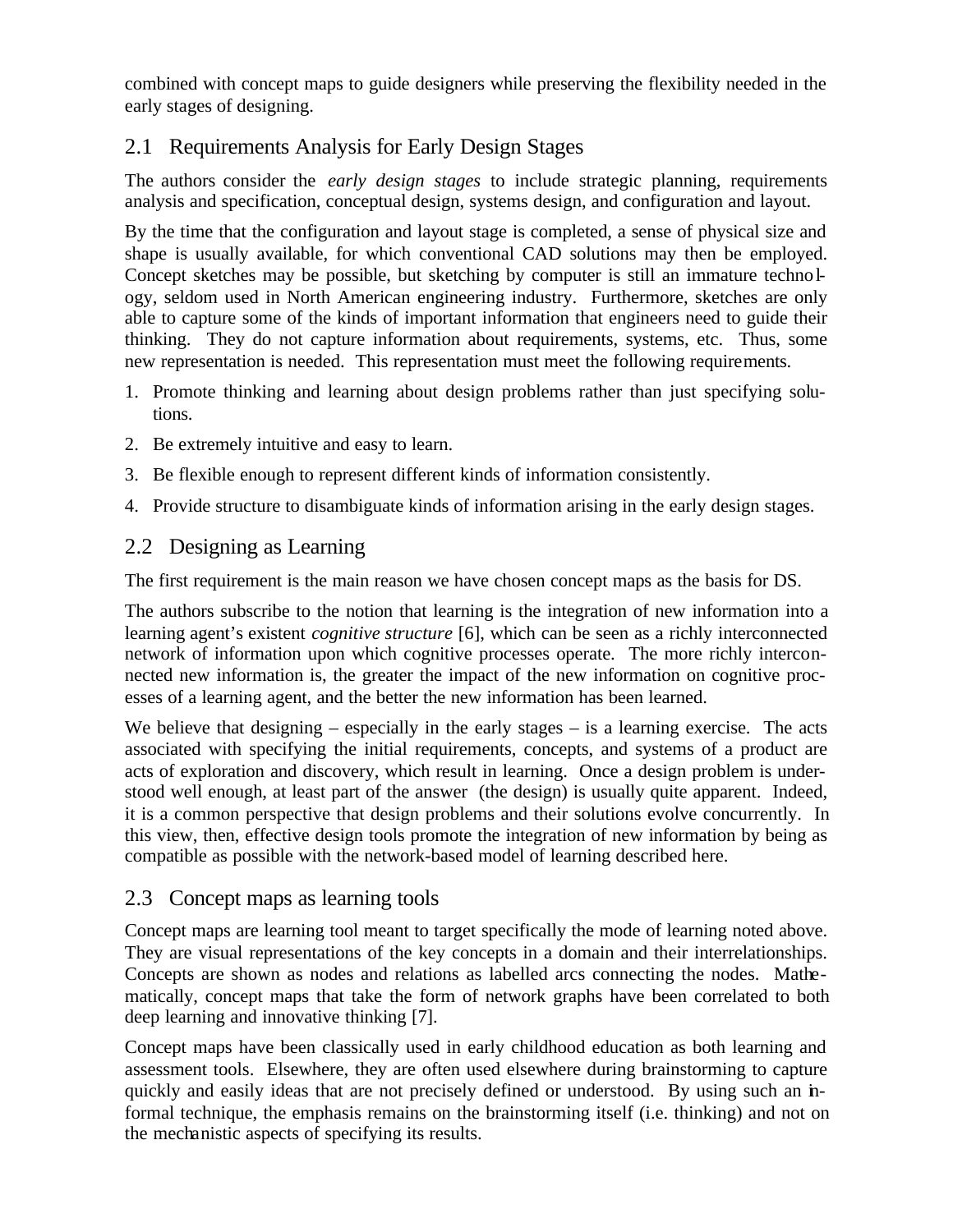combined with concept maps to guide designers while preserving the flexibility needed in the early stages of designing.

## 2.1 Requirements Analysis for Early Design Stages

The authors consider the *early design stages* to include strategic planning, requirements analysis and specification, conceptual design, systems design, and configuration and layout.

By the time that the configuration and layout stage is completed, a sense of physical size and shape is usually available, for which conventional CAD solutions may then be employed. Concept sketches may be possible, but sketching by computer is still an immature technology, seldom used in North American engineering industry. Furthermore, sketches are only able to capture some of the kinds of important information that engineers need to guide their thinking. They do not capture information about requirements, systems, etc. Thus, some new representation is needed. This representation must meet the following requirements.

1. Promote thinking and learning about design problems rather than just specifying solutions.
2. Be extremely intuitive and easy to learn.
3. Be flexible enough to represent different kinds of information consistently.
4. Provide structure to disambiguate kinds of information arising in the early design stages.

## 2.2 Designing as Learning

The first requirement is the main reason we have chosen concept maps as the basis for DS.

The authors subscribe to the notion that learning is the integration of new information into a learning agent's existent *cognitive structure* [6], which can be seen as a richly interconnected network of information upon which cognitive processes operate. The more richly interconnected new information is, the greater the impact of the new information on cognitive processes of a learning agent, and the better the new information has been learned.

We believe that designing – especially in the early stages – is a learning exercise. The acts associated with specifying the initial requirements, concepts, and systems of a product are acts of exploration and discovery, which result in learning. Once a design problem is understood well enough, at least part of the answer (the design) is usually quite apparent. Indeed, it is a common perspective that design problems and their solutions evolve concurrently. In this view, then, effective design tools promote the integration of new information by being as compatible as possible with the network-based model of learning described here.

## 2.3 Concept maps as learning tools

Concept maps are learning tool meant to target specifically the mode of learning noted above. They are visual representations of the key concepts in a domain and their interrelationships. Concepts are shown as nodes and relations as labelled arcs connecting the nodes. Mathematically, concept maps that take the form of network graphs have been correlated to both deep learning and innovative thinking [7].

Concept maps have been classically used in early childhood education as both learning and assessment tools. Elsewhere, they are often used elsewhere during brainstorming to capture quickly and easily ideas that are not precisely defined or understood. By using such an informal technique, the emphasis remains on the brainstorming itself (i.e. thinking) and not on the mechanistic aspects of specifying its results.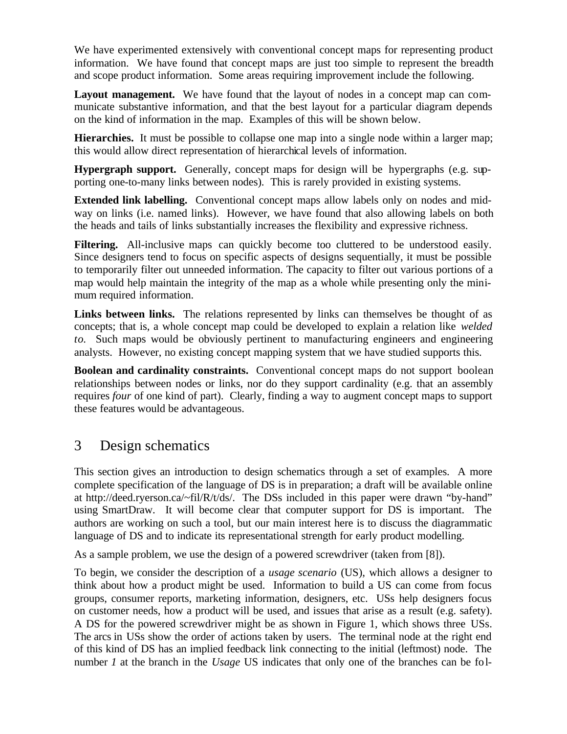We have experimented extensively with conventional concept maps for representing product information. We have found that concept maps are just too simple to represent the breadth and scope product information. Some areas requiring improvement include the following.

**Layout management.** We have found that the layout of nodes in a concept map can communicate substantive information, and that the best layout for a particular diagram depends on the kind of information in the map. Examples of this will be shown below.

**Hierarchies.** It must be possible to collapse one map into a single node within a larger map; this would allow direct representation of hierarchical levels of information.

**Hypergraph support.** Generally, concept maps for design will be hypergraphs (e.g. supporting one-to-many links between nodes). This is rarely provided in existing systems.

**Extended link labelling.** Conventional concept maps allow labels only on nodes and midway on links (i.e. named links). However, we have found that also allowing labels on both the heads and tails of links substantially increases the flexibility and expressive richness.

**Filtering.** All-inclusive maps can quickly become too cluttered to be understood easily. Since designers tend to focus on specific aspects of designs sequentially, it must be possible to temporarily filter out unneeded information. The capacity to filter out various portions of a map would help maintain the integrity of the map as a whole while presenting only the minimum required information.

**Links between links.** The relations represented by links can themselves be thought of as concepts; that is, a whole concept map could be developed to explain a relation like *welded to*. Such maps would be obviously pertinent to manufacturing engineers and engineering analysts. However, no existing concept mapping system that we have studied supports this.

**Boolean and cardinality constraints.** Conventional concept maps do not support boolean relationships between nodes or links, nor do they support cardinality (e.g. that an assembly requires *four* of one kind of part). Clearly, finding a way to augment concept maps to support these features would be advantageous.

# 3 Design schematics

This section gives an introduction to design schematics through a set of examples. A more complete specification of the language of DS is in preparation; a draft will be available online at http://deed.ryerson.ca/~fil/R/t/ds/. The DSs included in this paper were drawn "by-hand" using SmartDraw. It will become clear that computer support for DS is important. The authors are working on such a tool, but our main interest here is to discuss the diagrammatic language of DS and to indicate its representational strength for early product modelling.

As a sample problem, we use the design of a powered screwdriver (taken from [8]).

To begin, we consider the description of a *usage scenario* (US), which allows a designer to think about how a product might be used. Information to build a US can come from focus groups, consumer reports, marketing information, designers, etc. USs help designers focus on customer needs, how a product will be used, and issues that arise as a result (e.g. safety). A DS for the powered screwdriver might be as shown in Figure 1, which shows three USs. The arcs in USs show the order of actions taken by users. The terminal node at the right end of this kind of DS has an implied feedback link connecting to the initial (leftmost) node. The number *1* at the branch in the *Usage* US indicates that only one of the branches can be fol-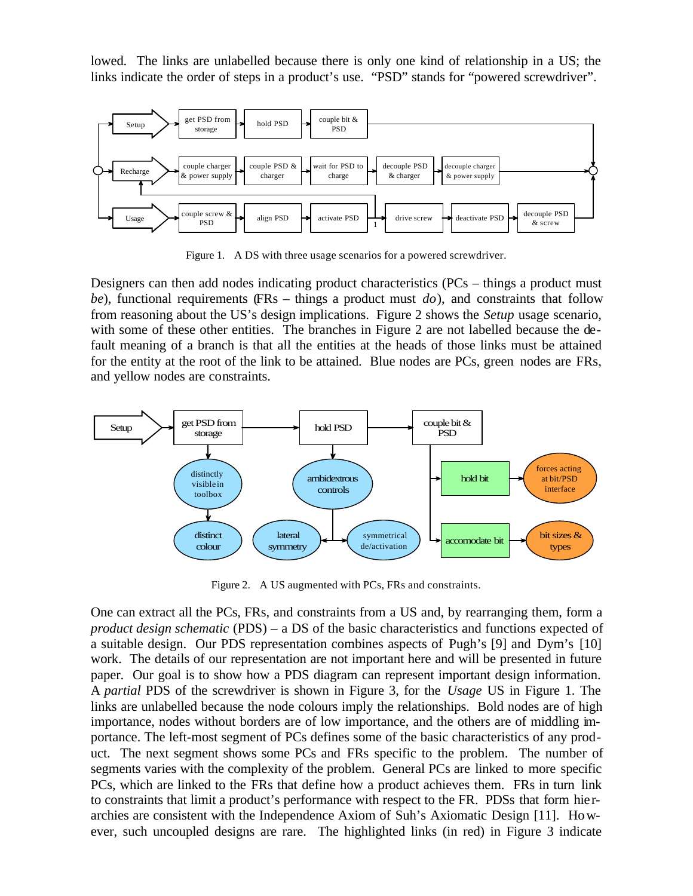lowed. The links are unlabelled because there is only one kind of relationship in a US; the links indicate the order of steps in a product's use. "PSD" stands for "powered screwdriver".

Figure 1. A DS with three usage scenarios for a powered screwdriver.

Designers can then add nodes indicating product characteristics (PCs – things a product must *be*), functional requirements (FRs – things a product must *do*), and constraints that follow from reasoning about the US's design implications. Figure 2 shows the *Setup* usage scenario, with some of these other entities. The branches in Figure 2 are not labelled because the default meaning of a branch is that all the entities at the heads of those links must be attained for the entity at the root of the link to be attained. Blue nodes are PCs, green nodes are FRs, and yellow nodes are constraints.

Figure 2. A US augmented with PCs, FRs and constraints.

One can extract all the PCs, FRs, and constraints from a US and, by rearranging them, form a *product design schematic* (PDS) – a DS of the basic characteristics and functions expected of a suitable design. Our PDS representation combines aspects of Pugh's [9] and Dym's [10] work. The details of our representation are not important here and will be presented in future paper. Our goal is to show how a PDS diagram can represent important design information. A *partial* PDS of the screwdriver is shown in Figure 3, for the *Usage* US in Figure 1. The links are unlabelled because the node colours imply the relationships. Bold nodes are of high importance, nodes without borders are of low importance, and the others are of middling importance. The left-most segment of PCs defines some of the basic characteristics of any product. The next segment shows some PCs and FRs specific to the problem. The number of segments varies with the complexity of the problem. General PCs are linked to more specific PCs, which are linked to the FRs that define how a product achieves them. FRs in turn link to constraints that limit a product's performance with respect to the FR. PDSs that form hierarchies are consistent with the Independence Axiom of Suh's Axiomatic Design [11]. However, such uncoupled designs are rare. The highlighted links (in red) in Figure 3 indicate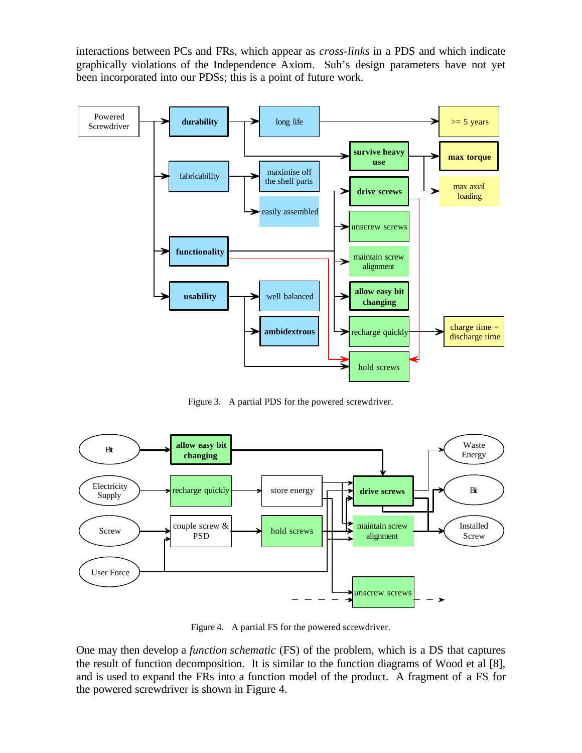interactions between PCs and FRs, which appear as *cross-links* in a PDS and which indicate graphically violations of the Independence Axiom. Suh's design parameters have not yet been incorporated into our PDSs; this is a point of future work.

Figure 3. A partial PDS for the powered screwdriver.

Figure 4. A partial FS for the powered screwdriver.

One may then develop a *function schematic* (FS) of the problem, which is a DS that captures the result of function decomposition. It is similar to the function diagrams of Wood et al [8], and is used to expand the FRs into a function model of the product. A fragment of a FS for the powered screwdriver is shown in Figure 4.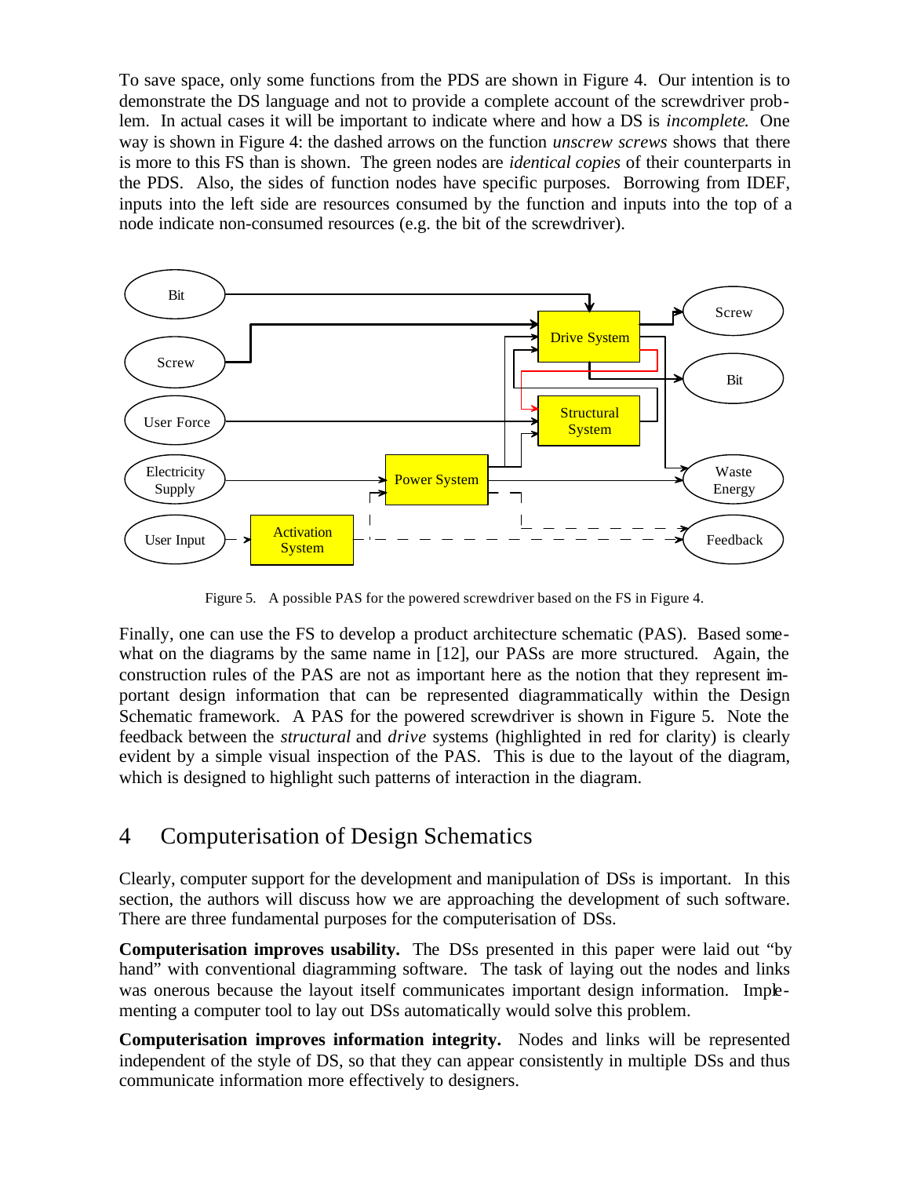To save space, only some functions from the PDS are shown in Figure 4. Our intention is to demonstrate the DS language and not to provide a complete account of the screwdriver problem. In actual cases it will be important to indicate where and how a DS is *incomplete*. One way is shown in Figure 4: the dashed arrows on the function *unscrew screws* shows that there is more to this FS than is shown. The green nodes are *identical copies* of their counterparts in the PDS. Also, the sides of function nodes have specific purposes. Borrowing from IDEF, inputs into the left side are resources consumed by the function and inputs into the top of a node indicate non-consumed resources (e.g. the bit of the screwdriver).

Figure 5. A possible PAS for the powered screwdriver based on the FS in Figure 4.

Finally, one can use the FS to develop a product architecture schematic (PAS). Based somewhat on the diagrams by the same name in [12], our PASs are more structured. Again, the construction rules of the PAS are not as important here as the notion that they represent important design information that can be represented diagrammatically within the Design Schematic framework. A PAS for the powered screwdriver is shown in Figure 5. Note the feedback between the *structural* and *drive* systems (highlighted in red for clarity) is clearly evident by a simple visual inspection of the PAS. This is due to the layout of the diagram, which is designed to highlight such patterns of interaction in the diagram.

## 4 Computerisation of Design Schematics

Clearly, computer support for the development and manipulation of DSs is important. In this section, the authors will discuss how we are approaching the development of such software. There are three fundamental purposes for the computerisation of DSs.

**Computerisation improves usability.** The DSs presented in this paper were laid out "by hand" with conventional diagramming software. The task of laying out the nodes and links was onerous because the layout itself communicates important design information. Implementing a computer tool to lay out DSs automatically would solve this problem.

**Computerisation improves information integrity.** Nodes and links will be represented independent of the style of DS, so that they can appear consistently in multiple DSs and thus communicate information more effectively to designers.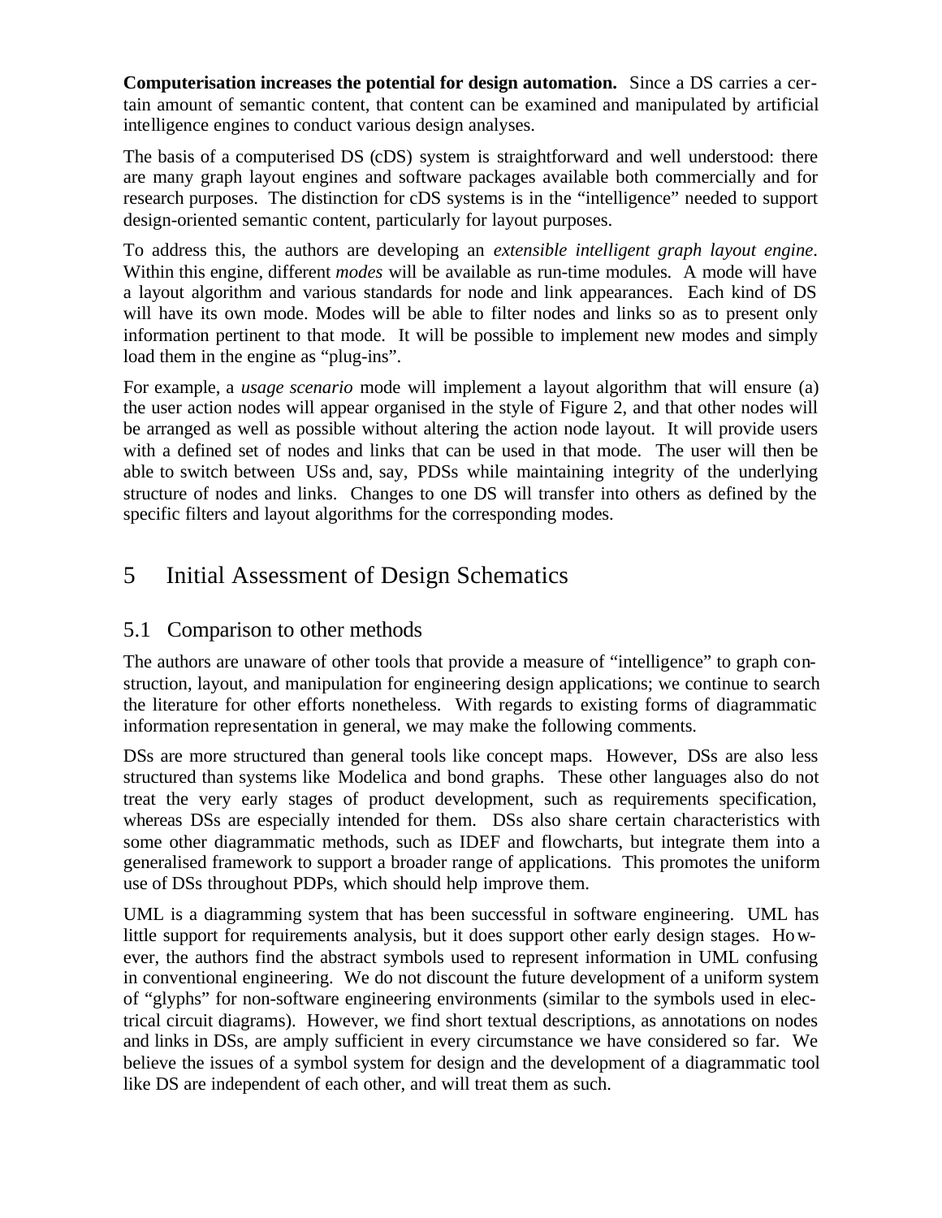**Computerisation increases the potential for design automation.** Since a DS carries a certain amount of semantic content, that content can be examined and manipulated by artificial intelligence engines to conduct various design analyses.

The basis of a computerised DS (cDS) system is straightforward and well understood: there are many graph layout engines and software packages available both commercially and for research purposes. The distinction for cDS systems is in the "intelligence" needed to support design-oriented semantic content, particularly for layout purposes.

To address this, the authors are developing an *extensible intelligent graph layout engine*. Within this engine, different *modes* will be available as run-time modules. A mode will have a layout algorithm and various standards for node and link appearances. Each kind of DS will have its own mode. Modes will be able to filter nodes and links so as to present only information pertinent to that mode. It will be possible to implement new modes and simply load them in the engine as "plug-ins".

For example, a *usage scenario* mode will implement a layout algorithm that will ensure (a) the user action nodes will appear organised in the style of Figure 2, and that other nodes will be arranged as well as possible without altering the action node layout. It will provide users with a defined set of nodes and links that can be used in that mode. The user will then be able to switch between USs and, say, PDSs while maintaining integrity of the underlying structure of nodes and links. Changes to one DS will transfer into others as defined by the specific filters and layout algorithms for the corresponding modes.

# 5 Initial Assessment of Design Schematics

## 5.1 Comparison to other methods

The authors are unaware of other tools that provide a measure of "intelligence" to graph construction, layout, and manipulation for engineering design applications; we continue to search the literature for other efforts nonetheless. With regards to existing forms of diagrammatic information representation in general, we may make the following comments.

DSs are more structured than general tools like concept maps. However, DSs are also less structured than systems like Modelica and bond graphs. These other languages also do not treat the very early stages of product development, such as requirements specification, whereas DSs are especially intended for them. DSs also share certain characteristics with some other diagrammatic methods, such as IDEF and flowcharts, but integrate them into a generalised framework to support a broader range of applications. This promotes the uniform use of DSs throughout PDPs, which should help improve them.

UML is a diagramming system that has been successful in software engineering. UML has little support for requirements analysis, but it does support other early design stages. However, the authors find the abstract symbols used to represent information in UML confusing in conventional engineering. We do not discount the future development of a uniform system of "glyphs" for non-software engineering environments (similar to the symbols used in electrical circuit diagrams). However, we find short textual descriptions, as annotations on nodes and links in DSs, are amply sufficient in every circumstance we have considered so far. We believe the issues of a symbol system for design and the development of a diagrammatic tool like DS are independent of each other, and will treat them as such.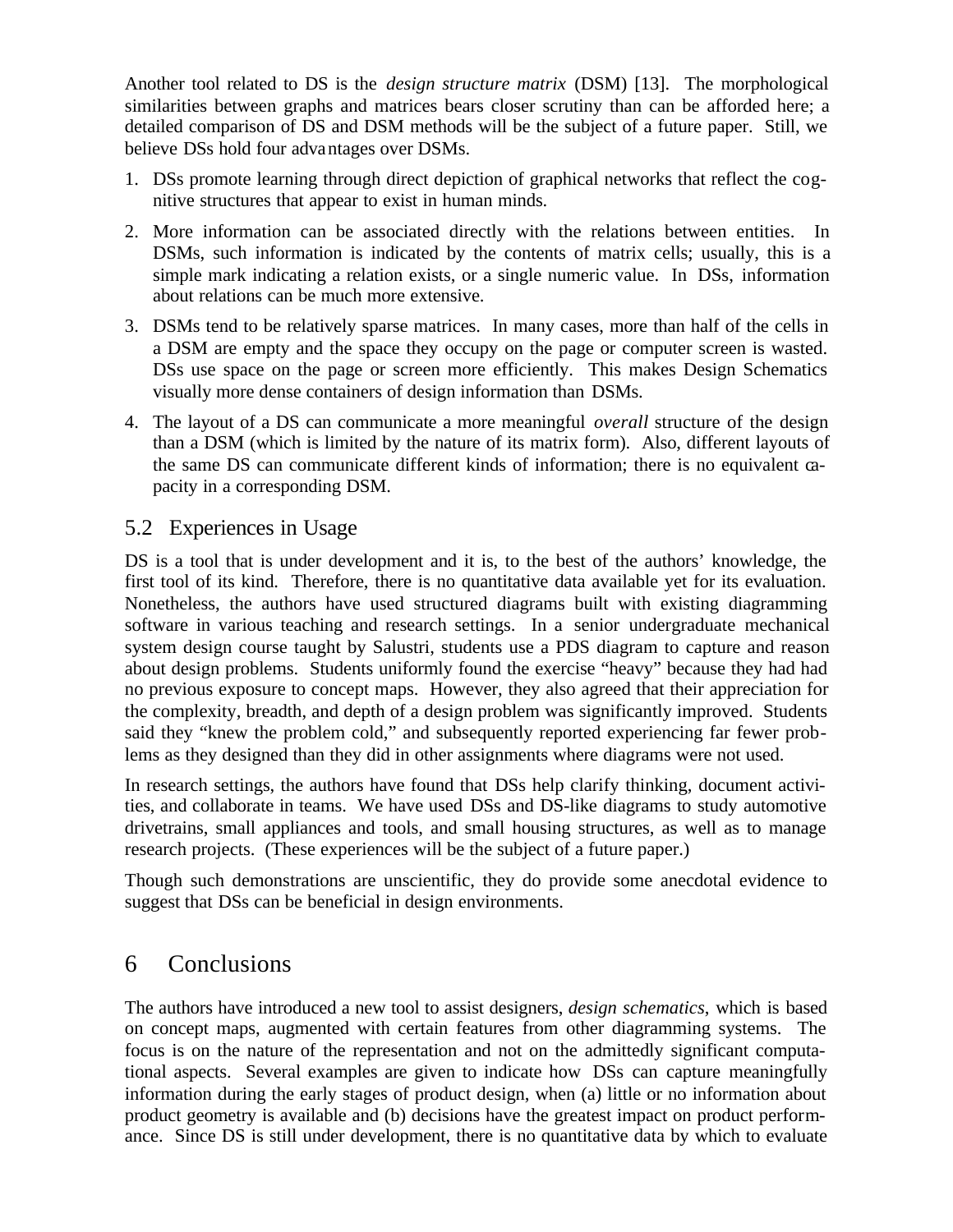Another tool related to DS is the *design structure matrix* (DSM) [13]. The morphological similarities between graphs and matrices bears closer scrutiny than can be afforded here; a detailed comparison of DS and DSM methods will be the subject of a future paper. Still, we believe DSs hold four advantages over DSMs.

1. DSs promote learning through direct depiction of graphical networks that reflect the cognitive structures that appear to exist in human minds.
2. More information can be associated directly with the relations between entities. In DSMs, such information is indicated by the contents of matrix cells; usually, this is a simple mark indicating a relation exists, or a single numeric value. In DSs, information about relations can be much more extensive.
3. DSMs tend to be relatively sparse matrices. In many cases, more than half of the cells in a DSM are empty and the space they occupy on the page or computer screen is wasted. DSs use space on the page or screen more efficiently. This makes Design Schematics visually more dense containers of design information than DSMs.
4. The layout of a DS can communicate a more meaningful *overall* structure of the design than a DSM (which is limited by the nature of its matrix form). Also, different layouts of the same DS can communicate different kinds of information; there is no equivalent capacity in a corresponding DSM.

## 5.2 Experiences in Usage

DS is a tool that is under development and it is, to the best of the authors' knowledge, the first tool of its kind. Therefore, there is no quantitative data available yet for its evaluation. Nonetheless, the authors have used structured diagrams built with existing diagramming software in various teaching and research settings. In a senior undergraduate mechanical system design course taught by Salustri, students use a PDS diagram to capture and reason about design problems. Students uniformly found the exercise "heavy" because they had had no previous exposure to concept maps. However, they also agreed that their appreciation for the complexity, breadth, and depth of a design problem was significantly improved. Students said they "knew the problem cold," and subsequently reported experiencing far fewer problems as they designed than they did in other assignments where diagrams were not used.

In research settings, the authors have found that DSs help clarify thinking, document activities, and collaborate in teams. We have used DSs and DS-like diagrams to study automotive drivetrains, small appliances and tools, and small housing structures, as well as to manage research projects. (These experiences will be the subject of a future paper.)

Though such demonstrations are unscientific, they do provide some anecdotal evidence to suggest that DSs can be beneficial in design environments.

# 6 Conclusions

The authors have introduced a new tool to assist designers, *design schematics*, which is based on concept maps, augmented with certain features from other diagramming systems. The focus is on the nature of the representation and not on the admittedly significant computational aspects. Several examples are given to indicate how DSs can capture meaningfully information during the early stages of product design, when (a) little or no information about product geometry is available and (b) decisions have the greatest impact on product performance. Since DS is still under development, there is no quantitative data by which to evaluate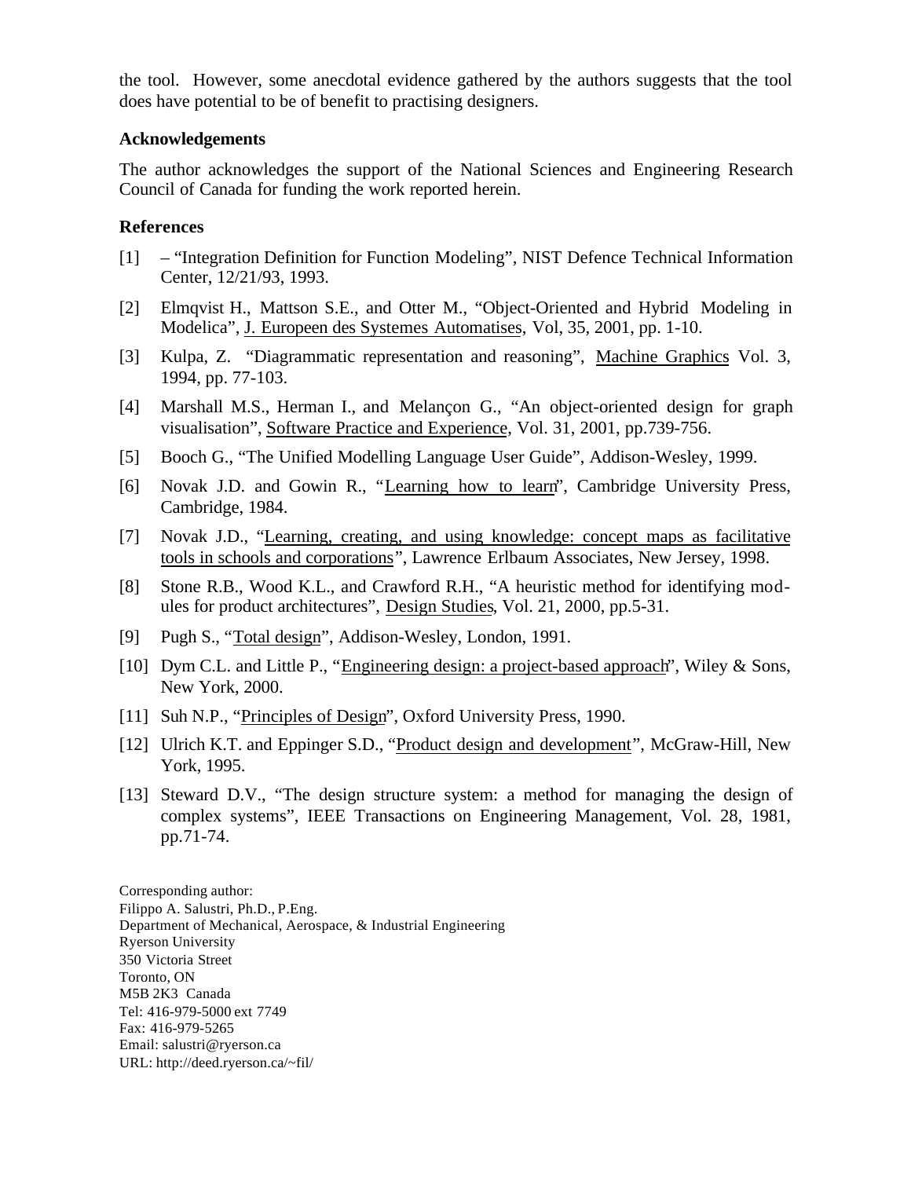the tool. However, some anecdotal evidence gathered by the authors suggests that the tool does have potential to be of benefit to practising designers.

### Acknowledgements

The author acknowledges the support of the National Sciences and Engineering Research Council of Canada for funding the work reported herein.

### References

[1] – "Integration Definition for Function Modeling", NIST Defence Technical Information Center, 12/21/93, 1993.

[2] Elmqvist H., Mattson S.E., and Otter M., "Object-Oriented and Hybrid Modeling in Modelica", J. Europeen des Systemes Automatises, Vol, 35, 2001, pp. 1-10.

[3] Kulpa, Z. "Diagrammatic representation and reasoning", Machine Graphics Vol. 3, 1994, pp. 77-103.

[4] Marshall M.S., Herman I., and Melançon G., "An object-oriented design for graph visualisation", Software Practice and Experience, Vol. 31, 2001, pp.739-756.

[5] Booch G., "The Unified Modelling Language User Guide", Addison-Wesley, 1999.

[6] Novak J.D. and Gowin R., "Learning how to learn", Cambridge University Press, Cambridge, 1984.

[7] Novak J.D., "Learning, creating, and using knowledge: concept maps as facilitative tools in schools and corporations", Lawrence Erlbaum Associates, New Jersey, 1998.

[8] Stone R.B., Wood K.L., and Crawford R.H., "A heuristic method for identifying modules for product architectures", Design Studies, Vol. 21, 2000, pp.5-31.

[9] Pugh S., "Total design", Addison-Wesley, London, 1991.

[10] Dym C.L. and Little P., "Engineering design: a project-based approach", Wiley & Sons, New York, 2000.

[11] Suh N.P., "Principles of Design", Oxford University Press, 1990.

[12] Ulrich K.T. and Eppinger S.D., "Product design and development", McGraw-Hill, New York, 1995.

[13] Steward D.V., "The design structure system: a method for managing the design of complex systems", IEEE Transactions on Engineering Management, Vol. 28, 1981, pp.71-74.

Corresponding author:
Filippo A. Salustri, Ph.D., P.Eng.
Department of Mechanical, Aerospace, & Industrial Engineering
Ryerson University
350 Victoria Street
Toronto, ON
M5B 2K3 Canada
Tel: 416-979-5000 ext 7749
Fax: 416-979-5265
Email: salustri@ryerson.ca
URL: http://deed.ryerson.ca/~fil/